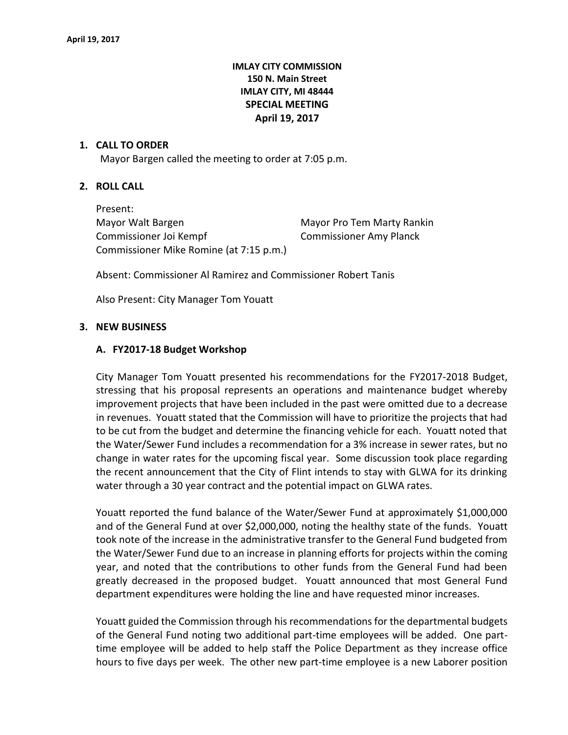**IMLAY CITY COMMISSION**
**150 N. Main Street**
**IMLAY CITY, MI 48444**
**SPECIAL MEETING**
**April 19, 2017**

## 1. CALL TO ORDER

Mayor Bargen called the meeting to order at 7:05 p.m.

## 2. ROLL CALL

Present:

Mayor Walt Bargen
Mayor Pro Tem Marty Rankin
Commissioner Joi Kempf
Commissioner Amy Planck
Commissioner Mike Romine (at 7:15 p.m.)

Absent: Commissioner Al Ramirez and Commissioner Robert Tanis

Also Present: City Manager Tom Youatt

## 3. NEW BUSINESS

### A. FY2017-18 Budget Workshop

City Manager Tom Youatt presented his recommendations for the FY2017-2018 Budget, stressing that his proposal represents an operations and maintenance budget whereby improvement projects that have been included in the past were omitted due to a decrease in revenues. Youatt stated that the Commission will have to prioritize the projects that had to be cut from the budget and determine the financing vehicle for each. Youatt noted that the Water/Sewer Fund includes a recommendation for a 3% increase in sewer rates, but no change in water rates for the upcoming fiscal year. Some discussion took place regarding the recent announcement that the City of Flint intends to stay with GLWA for its drinking water through a 30 year contract and the potential impact on GLWA rates.

Youatt reported the fund balance of the Water/Sewer Fund at approximately $1,000,000 and of the General Fund at over $2,000,000, noting the healthy state of the funds. Youatt took note of the increase in the administrative transfer to the General Fund budgeted from the Water/Sewer Fund due to an increase in planning efforts for projects within the coming year, and noted that the contributions to other funds from the General Fund had been greatly decreased in the proposed budget. Youatt announced that most General Fund department expenditures were holding the line and have requested minor increases.

Youatt guided the Commission through his recommendations for the departmental budgets of the General Fund noting two additional part-time employees will be added. One part-time employee will be added to help staff the Police Department as they increase office hours to five days per week. The other new part-time employee is a new Laborer position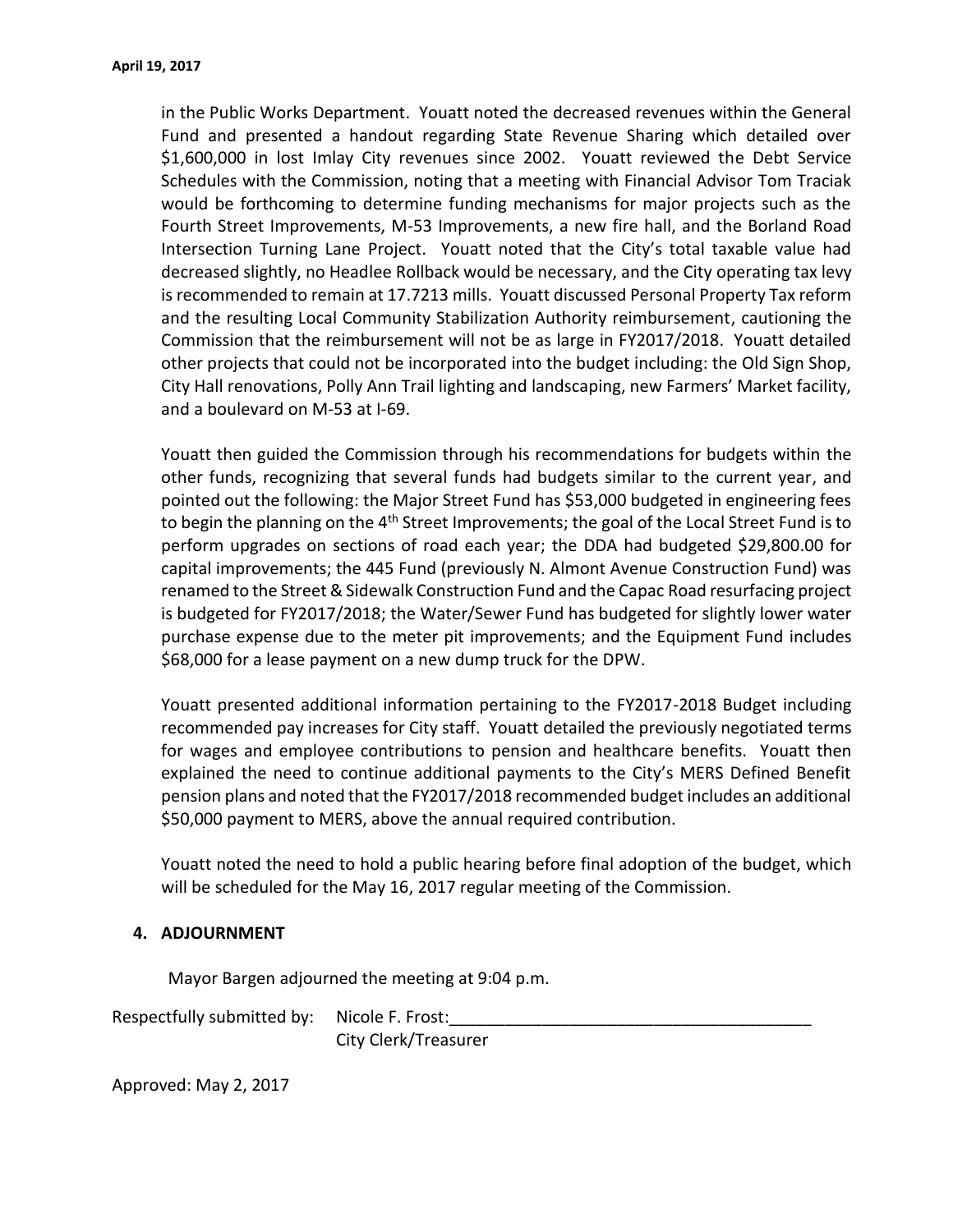in the Public Works Department. Youatt noted the decreased revenues within the General Fund and presented a handout regarding State Revenue Sharing which detailed over $1,600,000 in lost Imlay City revenues since 2002. Youatt reviewed the Debt Service Schedules with the Commission, noting that a meeting with Financial Advisor Tom Traciak would be forthcoming to determine funding mechanisms for major projects such as the Fourth Street Improvements, M-53 Improvements, a new fire hall, and the Borland Road Intersection Turning Lane Project. Youatt noted that the City's total taxable value had decreased slightly, no Headlee Rollback would be necessary, and the City operating tax levy is recommended to remain at 17.7213 mills. Youatt discussed Personal Property Tax reform and the resulting Local Community Stabilization Authority reimbursement, cautioning the Commission that the reimbursement will not be as large in FY2017/2018. Youatt detailed other projects that could not be incorporated into the budget including: the Old Sign Shop, City Hall renovations, Polly Ann Trail lighting and landscaping, new Farmers' Market facility, and a boulevard on M-53 at I-69.

Youatt then guided the Commission through his recommendations for budgets within the other funds, recognizing that several funds had budgets similar to the current year, and pointed out the following: the Major Street Fund has $53,000 budgeted in engineering fees to begin the planning on the 4th Street Improvements; the goal of the Local Street Fund is to perform upgrades on sections of road each year; the DDA had budgeted $29,800.00 for capital improvements; the 445 Fund (previously N. Almont Avenue Construction Fund) was renamed to the Street & Sidewalk Construction Fund and the Capac Road resurfacing project is budgeted for FY2017/2018; the Water/Sewer Fund has budgeted for slightly lower water purchase expense due to the meter pit improvements; and the Equipment Fund includes $68,000 for a lease payment on a new dump truck for the DPW.

Youatt presented additional information pertaining to the FY2017-2018 Budget including recommended pay increases for City staff. Youatt detailed the previously negotiated terms for wages and employee contributions to pension and healthcare benefits. Youatt then explained the need to continue additional payments to the City's MERS Defined Benefit pension plans and noted that the FY2017/2018 recommended budget includes an additional $50,000 payment to MERS, above the annual required contribution.

Youatt noted the need to hold a public hearing before final adoption of the budget, which will be scheduled for the May 16, 2017 regular meeting of the Commission.

## 4. ADJOURNMENT

Mayor Bargen adjourned the meeting at 9:04 p.m.

Respectfully submitted by: Nicole F. Frost:\_\_\_\_\_\_\_\_\_\_\_\_\_\_\_\_\_\_\_\_\_\_\_\_\_\_\_\_\_\_\_\_\_\_\_\_\_\_\_\_
City Clerk/Treasurer

Approved: May 2, 2017